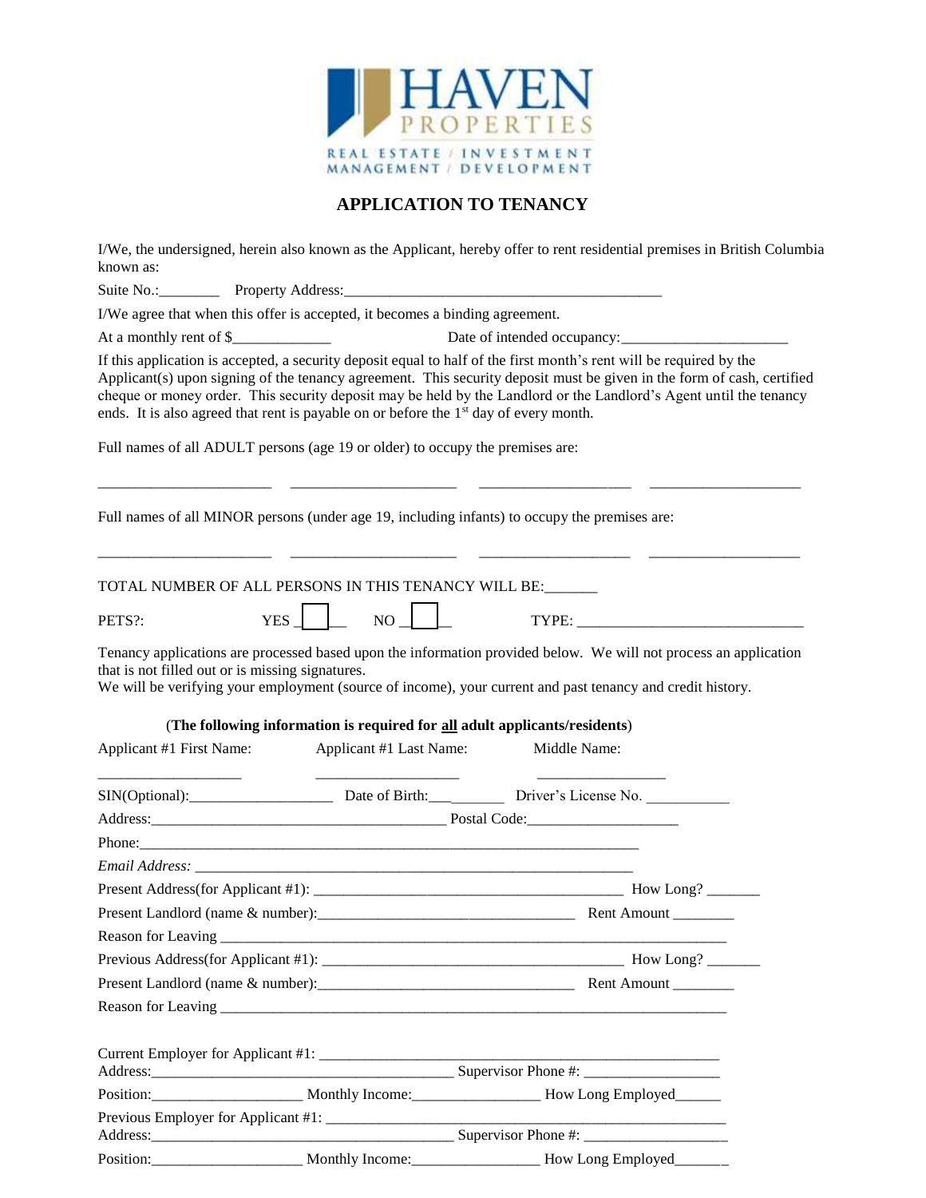HAVEN
PROPERTIES
REAL ESTATE / INVESTMENT
MANAGEMENT / DEVELOPMENT

# APPLICATION TO TENANCY

I/We, the undersigned, herein also known as the Applicant, hereby offer to rent residential premises in British Columbia known as:

Suite No.:________ Property Address:___________________________________________

I/We agree that when this offer is accepted, it becomes a binding agreement.

At a monthly rent of $_____________ Date of intended occupancy:______________________

If this application is accepted, a security deposit equal to half of the first month's rent will be required by the Applicant(s) upon signing of the tenancy agreement. This security deposit must be given in the form of cash, certified cheque or money order. This security deposit may be held by the Landlord or the Landlord's Agent until the tenancy ends. It is also agreed that rent is payable on or before the 1st day of every month.

Full names of all ADULT persons (age 19 or older) to occupy the premises are:

______________________ ______________________ ____________________ ____________________

Full names of all MINOR persons (under age 19, including infants) to occupy the premises are:

______________________ ______________________ ____________________ ____________________

TOTAL NUMBER OF ALL PERSONS IN THIS TENANCY WILL BE:_______

PETS?: YES ☐ NO ☐ TYPE: ______________________________

Tenancy applications are processed based upon the information provided below. We will not process an application that is not filled out or is missing signatures.
We will be verifying your employment (source of income), your current and past tenancy and credit history.

(**The following information is required for all adult applicants/residents**)

Applicant #1 First Name: ___________________ Applicant #1 Last Name: ___________________ Middle Name: _________________

SIN(Optional):___________________ Date of Birth:__________ Driver's License No. ___________

Address:_________________________________________ Postal Code:____________________

Phone:______________________________________________________________________

*Email Address:* _____________________________________________________________

Present Address(for Applicant #1): __________________________________________ How Long? _______

Present Landlord (name & number):__________________________________ Rent Amount ________

Reason for Leaving ______________________________________________________________________

Previous Address(for Applicant #1): __________________________________________ How Long? _______

Present Landlord (name & number):__________________________________ Rent Amount ________

Reason for Leaving ______________________________________________________________________

Current Employer for Applicant #1: _____________________________________________________
Address:__________________________________________ Supervisor Phone #: _________________

Position:____________________ Monthly Income:________________ How Long Employed______

Previous Employer for Applicant #1: _____________________________________________________
Address:__________________________________________ Supervisor Phone #: ___________________

Position:____________________ Monthly Income:_________________ How Long Employed_______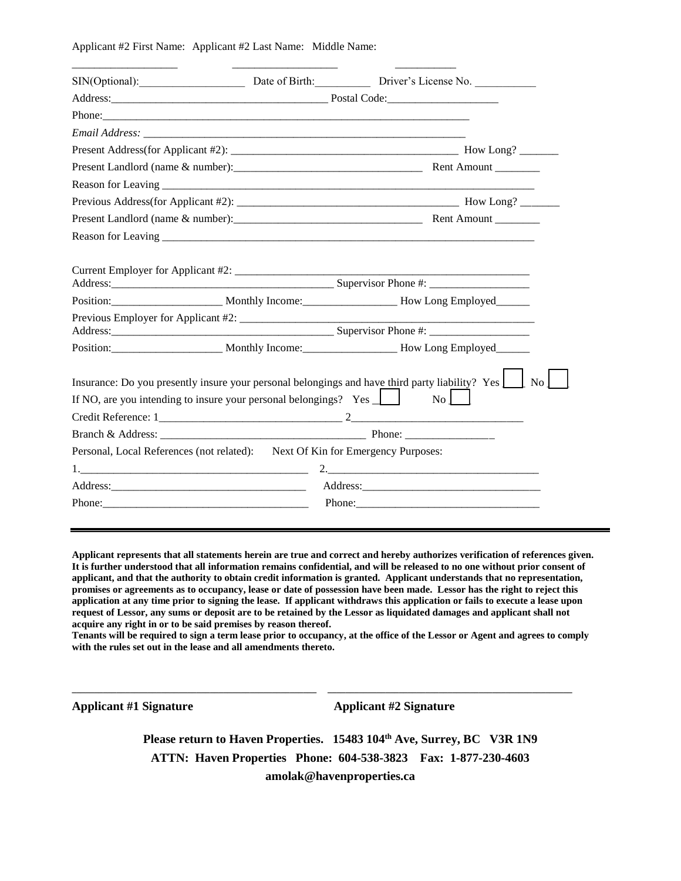Applicant #2 First Name: Applicant #2 Last Name: Middle Name:

___________________ ___________________ ___________

SIN(Optional):___________________ Date of Birth:__________ Driver's License No. ___________

Address:_______________________________________ Postal Code:____________________

Phone:_____________________________________________________________________

*Email Address:* ___________________________________________________________

Present Address(for Applicant #2): ________________________________________ How Long? _______

Present Landlord (name & number):_________________________________ Rent Amount ________

Reason for Leaving ______________________________________________________________________

Previous Address(for Applicant #2): ________________________________________ How Long? _______

Present Landlord (name & number):_________________________________ Rent Amount ________

Reason for Leaving ______________________________________________________________________

Current Employer for Applicant #2: ______________________________________________________

Address:_______________________________________ Supervisor Phone #: __________________

Position:____________________ Monthly Income:_________________ How Long Employed______

Previous Employer for Applicant #2: _____________________________________________________

Address:_______________________________________ Supervisor Phone #: __________________

Position:____________________ Monthly Income:_________________ How Long Employed______

Insurance: Do you presently insure your personal belongings and have third party liability? Yes ☐ No ☐

If NO, are you intending to insure your personal belongings? Yes ☐ No ☐

Credit Reference: 1_________________________________ 2_______________________________

Branch & Address: ____________________________________ Phone: ________________

Personal, Local References (not related): Next Of Kin for Emergency Purposes:

1.__________________________________________ 2.______________________________________

Address:___________________________________ Address:________________________________

Phone:_____________________________________ Phone:_________________________________

---

**Applicant represents that all statements herein are true and correct and hereby authorizes verification of references given. It is further understood that all information remains confidential, and will be released to no one without prior consent of applicant, and that the authority to obtain credit information is granted. Applicant understands that no representation, promises or agreements as to occupancy, lease or date of possession have been made. Lessor has the right to reject this application at any time prior to signing the lease. If applicant withdraws this application or fails to execute a lease upon request of Lessor, any sums or deposit are to be retained by the Lessor as liquidated damages and applicant shall not acquire any right in or to be said premises by reason thereof.**

**Tenants will be required to sign a term lease prior to occupancy, at the office of the Lessor or Agent and agrees to comply with the rules set out in the lease and all amendments thereto.**

__________________________________________ __________________________________________

**Applicant #1 Signature** **Applicant #2 Signature**

**Please return to Haven Properties. 15483 104th Ave, Surrey, BC V3R 1N9**

**ATTN: Haven Properties Phone: 604-538-3823 Fax: 1-877-230-4603**

**amolak@havenproperties.ca**